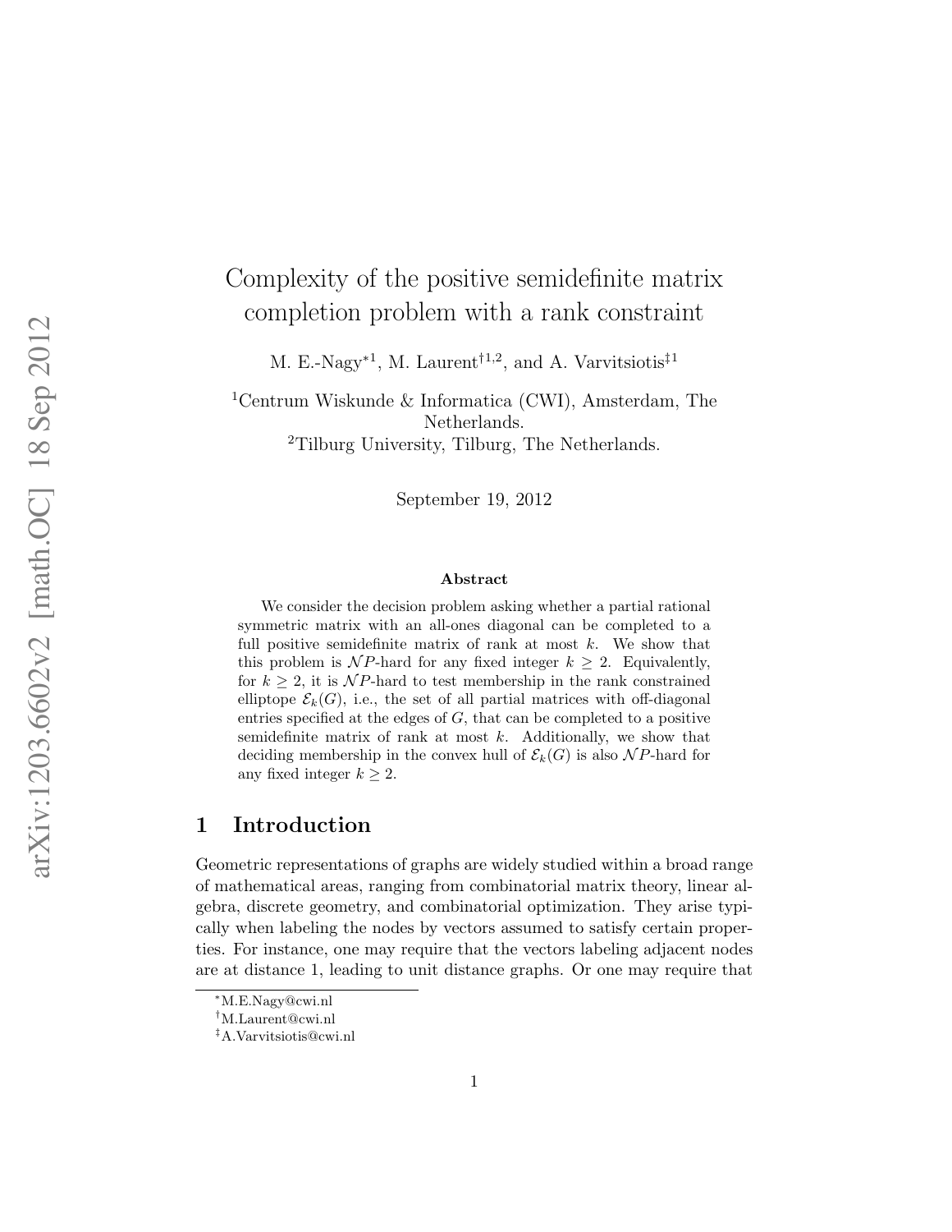# Complexity of the positive semidefinite matrix completion problem with a rank constraint

M. E.-Nagy*[1], M. Laurent†[1,2], and A. Varvitsiotis‡[1]

[1]Centrum Wiskunde & Informatica (CWI), Amsterdam, The Netherlands.
[2]Tilburg University, Tilburg, The Netherlands.

September 19, 2012

### Abstract

We consider the decision problem asking whether a partial rational symmetric matrix with an all-ones diagonal can be completed to a full positive semidefinite matrix of rank at most $k$. We show that this problem is $\mathcal{NP}$-hard for any fixed integer $k \geq 2$. Equivalently, for $k \geq 2$, it is $\mathcal{NP}$-hard to test membership in the rank constrained elliptope $\mathcal{E}_k(G)$, i.e., the set of all partial matrices with off-diagonal entries specified at the edges of $G$, that can be completed to a positive semidefinite matrix of rank at most $k$. Additionally, we show that deciding membership in the convex hull of $\mathcal{E}_k(G)$ is also $\mathcal{NP}$-hard for any fixed integer $k \geq 2$.

## 1 Introduction

Geometric representations of graphs are widely studied within a broad range of mathematical areas, ranging from combinatorial matrix theory, linear algebra, discrete geometry, and combinatorial optimization. They arise typically when labeling the nodes by vectors assumed to satisfy certain properties. For instance, one may require that the vectors labeling adjacent nodes are at distance 1, leading to unit distance graphs. Or one may require that

*M.E.Nagy@cwi.nl
†M.Laurent@cwi.nl
‡A.Varvitsiotis@cwi.nl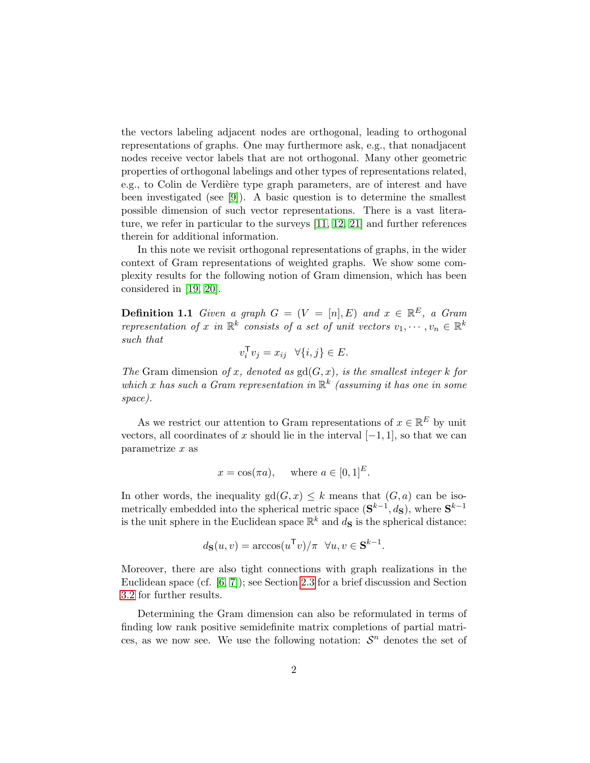the vectors labeling adjacent nodes are orthogonal, leading to orthogonal representations of graphs. One may furthermore ask, e.g., that nonadjacent nodes receive vector labels that are not orthogonal. Many other geometric properties of orthogonal labelings and other types of representations related, e.g., to Colin de Verdière type graph parameters, are of interest and have been investigated (see [9]). A basic question is to determine the smallest possible dimension of such vector representations. There is a vast literature, we refer in particular to the surveys [11, 12, 21] and further references therein for additional information.

In this note we revisit orthogonal representations of graphs, in the wider context of Gram representations of weighted graphs. We show some complexity results for the following notion of Gram dimension, which has been considered in [19, 20].

**Definition 1.1** *Given a graph $G = (V = [n], E)$ and $x \in \mathbb{R}^E$, a Gram representation of $x$ in $\mathbb{R}^k$ consists of a set of unit vectors $v_1, \cdots, v_n \in \mathbb{R}^k$ such that*

$$v_i^{\mathsf{T}} v_j = x_{ij} \quad \forall \{i,j\} \in E.$$

*The* Gram dimension *of $x$, denoted as $\text{gd}(G,x)$, is the smallest integer $k$ for which $x$ has such a Gram representation in $\mathbb{R}^k$ (assuming it has one in some space).*

As we restrict our attention to Gram representations of $x \in \mathbb{R}^E$ by unit vectors, all coordinates of $x$ should lie in the interval $[-1,1]$, so that we can parametrize $x$ as

$$x = \cos(\pi a), \quad \text{ where } a \in [0,1]^E.$$

In other words, the inequality $\text{gd}(G,x) \leq k$ means that $(G,a)$ can be isometrically embedded into the spherical metric space $(\mathbf{S}^{k-1}, d_{\mathbf{S}})$, where $\mathbf{S}^{k-1}$ is the unit sphere in the Euclidean space $\mathbb{R}^k$ and $d_{\mathbf{S}}$ is the spherical distance:

$$d_{\mathbf{S}}(u,v) = \arccos(u^{\mathsf{T}} v)/\pi \quad \forall u, v \in \mathbf{S}^{k-1}.$$

Moreover, there are also tight connections with graph realizations in the Euclidean space (cf. [6, 7]); see Section 2.3 for a brief discussion and Section 3.2 for further results.

Determining the Gram dimension can also be reformulated in terms of finding low rank positive semidefinite matrix completions of partial matrices, as we now see. We use the following notation: $\mathcal{S}^n$ denotes the set of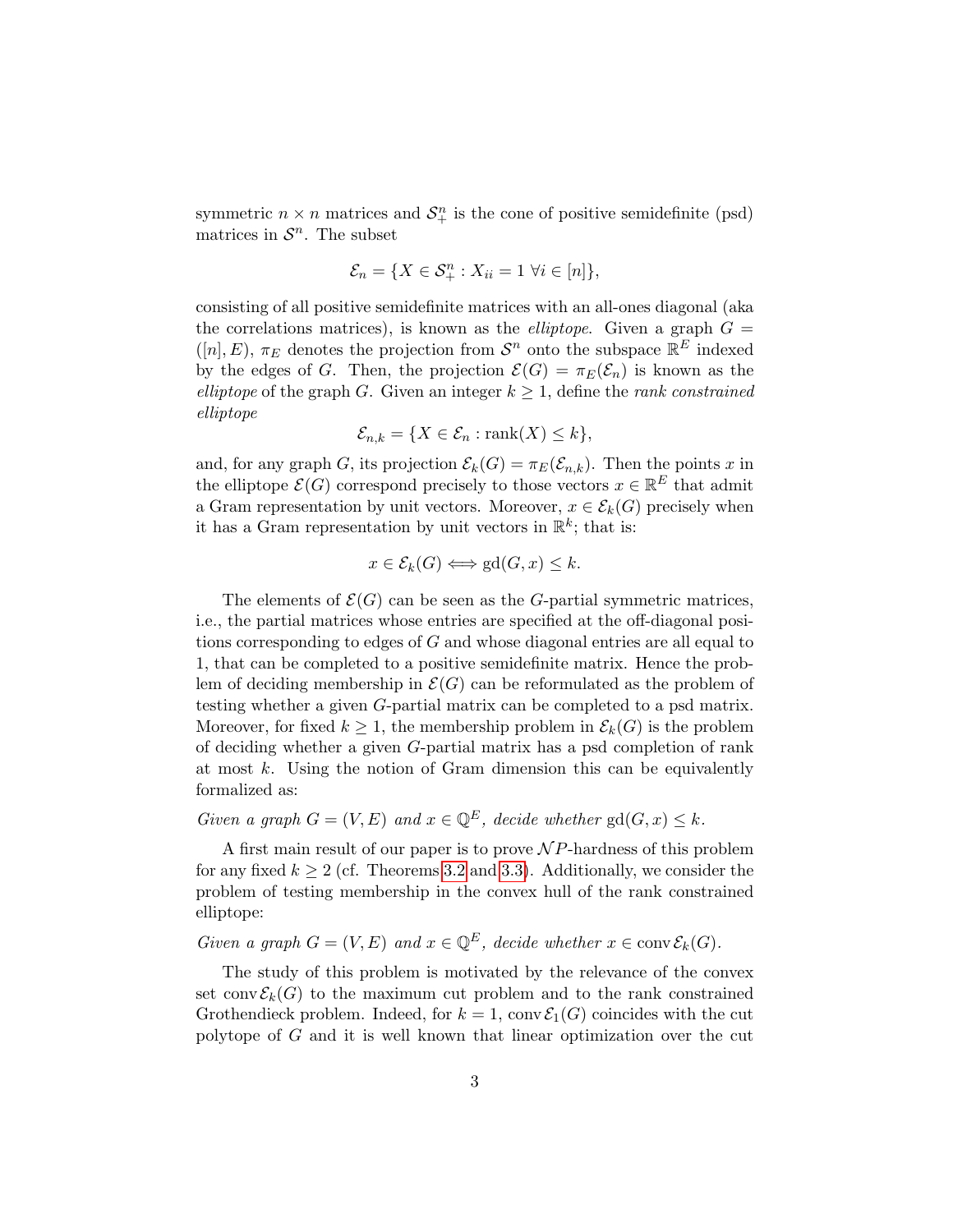symmetric $n \times n$ matrices and $\mathcal{S}^n_+$ is the cone of positive semidefinite (psd) matrices in $\mathcal{S}^n$. The subset

$$\mathcal{E}_n = \{X \in \mathcal{S}^n_+ : X_{ii} = 1 \ \forall i \in [n]\},$$

consisting of all positive semidefinite matrices with an all-ones diagonal (aka the correlations matrices), is known as the *elliptope*. Given a graph $G = ([n], E)$, $\pi_E$ denotes the projection from $\mathcal{S}^n$ onto the subspace $\mathbb{R}^E$ indexed by the edges of $G$. Then, the projection $\mathcal{E}(G) = \pi_E(\mathcal{E}_n)$ is known as the *elliptope* of the graph $G$. Given an integer $k \geq 1$, define the *rank constrained elliptope*

$$\mathcal{E}_{n,k} = \{X \in \mathcal{E}_n : \text{rank}(X) \leq k\},$$

and, for any graph $G$, its projection $\mathcal{E}_k(G) = \pi_E(\mathcal{E}_{n,k})$. Then the points $x$ in the elliptope $\mathcal{E}(G)$ correspond precisely to those vectors $x \in \mathbb{R}^E$ that admit a Gram representation by unit vectors. Moreover, $x \in \mathcal{E}_k(G)$ precisely when it has a Gram representation by unit vectors in $\mathbb{R}^k$; that is:

$$x \in \mathcal{E}_k(G) \Longleftrightarrow \text{gd}(G, x) \leq k.$$

The elements of $\mathcal{E}(G)$ can be seen as the $G$-partial symmetric matrices, i.e., the partial matrices whose entries are specified at the off-diagonal positions corresponding to edges of $G$ and whose diagonal entries are all equal to 1, that can be completed to a positive semidefinite matrix. Hence the problem of deciding membership in $\mathcal{E}(G)$ can be reformulated as the problem of testing whether a given $G$-partial matrix can be completed to a psd matrix. Moreover, for fixed $k \geq 1$, the membership problem in $\mathcal{E}_k(G)$ is the problem of deciding whether a given $G$-partial matrix has a psd completion of rank at most $k$. Using the notion of Gram dimension this can be equivalently formalized as:

*Given a graph $G = (V, E)$ and $x \in \mathbb{Q}^E$, decide whether* $\text{gd}(G, x) \leq k$.

A first main result of our paper is to prove $\mathcal{NP}$-hardness of this problem for any fixed $k \geq 2$ (cf. Theorems 3.2 and 3.3). Additionally, we consider the problem of testing membership in the convex hull of the rank constrained elliptope:

*Given a graph $G = (V, E)$ and $x \in \mathbb{Q}^E$, decide whether* $x \in \text{conv}\,\mathcal{E}_k(G)$.

The study of this problem is motivated by the relevance of the convex set $\text{conv}\,\mathcal{E}_k(G)$ to the maximum cut problem and to the rank constrained Grothendieck problem. Indeed, for $k = 1$, $\text{conv}\,\mathcal{E}_1(G)$ coincides with the cut polytope of $G$ and it is well known that linear optimization over the cut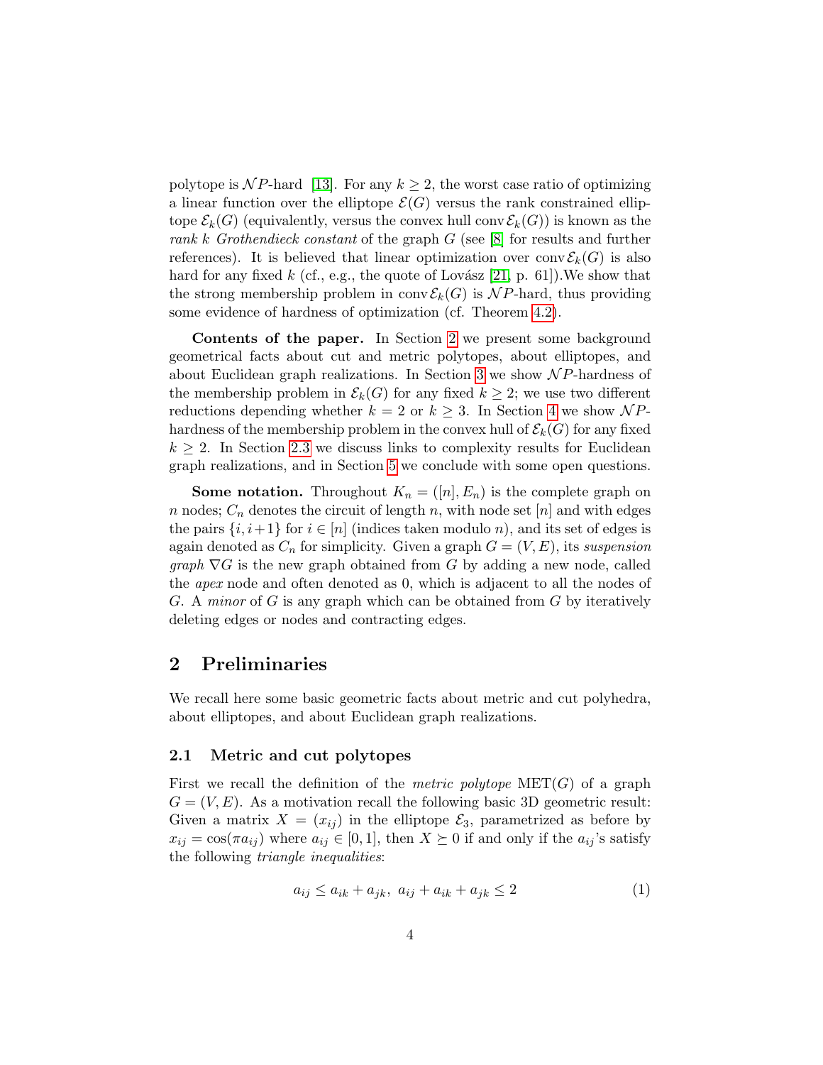polytope is $\mathcal{NP}$-hard [13]. For any $k \geq 2$, the worst case ratio of optimizing a linear function over the elliptope $\mathcal{E}(G)$ versus the rank constrained elliptope $\mathcal{E}_k(G)$ (equivalently, versus the convex hull $\operatorname{conv} \mathcal{E}_k(G)$) is known as the *rank $k$ Grothendieck constant* of the graph $G$ (see [8] for results and further references). It is believed that linear optimization over $\operatorname{conv} \mathcal{E}_k(G)$ is also hard for any fixed $k$ (cf., e.g., the quote of Lovász [21, p. 61]).We show that the strong membership problem in $\operatorname{conv} \mathcal{E}_k(G)$ is $\mathcal{NP}$-hard, thus providing some evidence of hardness of optimization (cf. Theorem 4.2).

**Contents of the paper.** In Section 2 we present some background geometrical facts about cut and metric polytopes, about elliptopes, and about Euclidean graph realizations. In Section 3 we show $\mathcal{NP}$-hardness of the membership problem in $\mathcal{E}_k(G)$ for any fixed $k \geq 2$; we use two different reductions depending whether $k = 2$ or $k \geq 3$. In Section 4 we show $\mathcal{NP}$-hardness of the membership problem in the convex hull of $\mathcal{E}_k(G)$ for any fixed $k \geq 2$. In Section 2.3 we discuss links to complexity results for Euclidean graph realizations, and in Section 5 we conclude with some open questions.

**Some notation.** Throughout $K_n = ([n], E_n)$ is the complete graph on $n$ nodes; $C_n$ denotes the circuit of length $n$, with node set $[n]$ and with edges the pairs $\{i, i+1\}$ for $i \in [n]$ (indices taken modulo $n$), and its set of edges is again denoted as $C_n$ for simplicity. Given a graph $G = (V, E)$, its *suspension graph* $\nabla G$ is the new graph obtained from $G$ by adding a new node, called the *apex* node and often denoted as 0, which is adjacent to all the nodes of $G$. A *minor* of $G$ is any graph which can be obtained from $G$ by iteratively deleting edges or nodes and contracting edges.

## 2 Preliminaries

We recall here some basic geometric facts about metric and cut polyhedra, about elliptopes, and about Euclidean graph realizations.

### 2.1 Metric and cut polytopes

First we recall the definition of the *metric polytope* $\mathrm{MET}(G)$ of a graph $G = (V, E)$. As a motivation recall the following basic 3D geometric result: Given a matrix $X = (x_{ij})$ in the elliptope $\mathcal{E}_3$, parametrized as before by $x_{ij} = \cos(\pi a_{ij})$ where $a_{ij} \in [0, 1]$, then $X \succeq 0$ if and only if the $a_{ij}$'s satisfy the following *triangle inequalities*:

$$a_{ij} \leq a_{ik} + a_{jk}, \; a_{ij} + a_{ik} + a_{jk} \leq 2 \tag{1}$$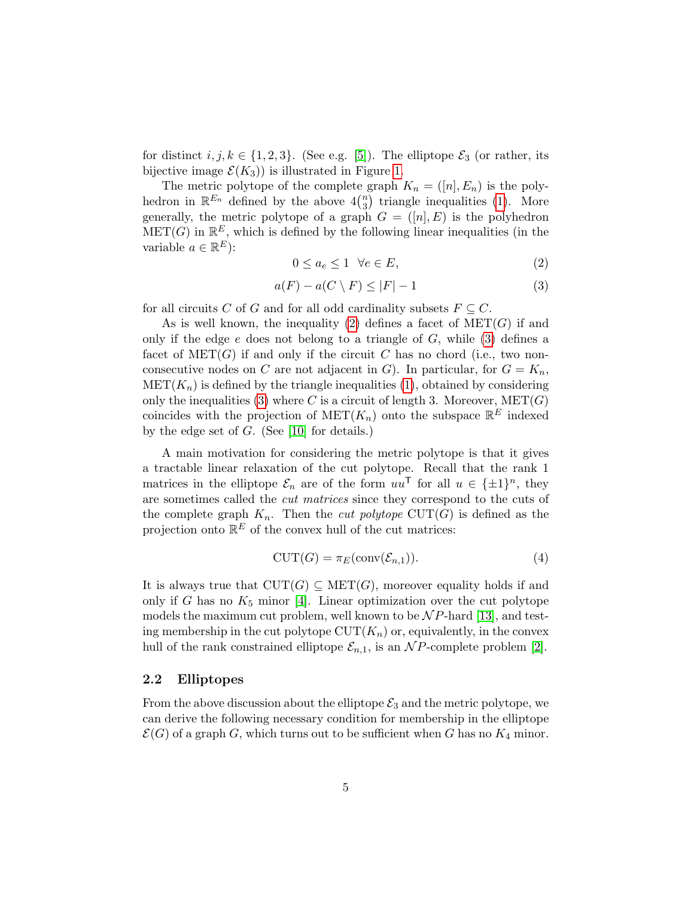for distinct $i, j, k \in \{1, 2, 3\}$. (See e.g. [5]). The elliptope $\mathcal{E}_3$ (or rather, its bijective image $\mathcal{E}(K_3)$) is illustrated in Figure 1.

The metric polytope of the complete graph $K_n = ([n], E_n)$ is the polyhedron in $\mathbb{R}^{E_n}$ defined by the above $4\binom{n}{3}$ triangle inequalities (1). More generally, the metric polytope of a graph $G = ([n], E)$ is the polyhedron $\text{MET}(G)$ in $\mathbb{R}^E$, which is defined by the following linear inequalities (in the variable $a \in \mathbb{R}^E$):

$$0 \leq a_e \leq 1 \quad \forall e \in E, \tag{2}$$

$$a(F) - a(C \setminus F) \leq |F| - 1 \tag{3}$$

for all circuits $C$ of $G$ and for all odd cardinality subsets $F \subseteq C$.

As is well known, the inequality (2) defines a facet of $\text{MET}(G)$ if and only if the edge $e$ does not belong to a triangle of $G$, while (3) defines a facet of $\text{MET}(G)$ if and only if the circuit $C$ has no chord (i.e., two non-consecutive nodes on $C$ are not adjacent in $G$). In particular, for $G = K_n$, $\text{MET}(K_n)$ is defined by the triangle inequalities (1), obtained by considering only the inequalities (3) where $C$ is a circuit of length 3. Moreover, $\text{MET}(G)$ coincides with the projection of $\text{MET}(K_n)$ onto the subspace $\mathbb{R}^E$ indexed by the edge set of $G$. (See [10] for details.)

A main motivation for considering the metric polytope is that it gives a tractable linear relaxation of the cut polytope. Recall that the rank 1 matrices in the elliptope $\mathcal{E}_n$ are of the form $uu^\mathsf{T}$ for all $u \in \{\pm 1\}^n$, they are sometimes called the *cut matrices* since they correspond to the cuts of the complete graph $K_n$. Then the *cut polytope* $\text{CUT}(G)$ is defined as the projection onto $\mathbb{R}^E$ of the convex hull of the cut matrices:

$$\text{CUT}(G) = \pi_E(\text{conv}(\mathcal{E}_{n,1})). \tag{4}$$

It is always true that $\text{CUT}(G) \subseteq \text{MET}(G)$, moreover equality holds if and only if $G$ has no $K_5$ minor [4]. Linear optimization over the cut polytope models the maximum cut problem, well known to be $\mathcal{NP}$-hard [13], and testing membership in the cut polytope $\text{CUT}(K_n)$ or, equivalently, in the convex hull of the rank constrained elliptope $\mathcal{E}_{n,1}$, is an $\mathcal{NP}$-complete problem [2].

### 2.2 Elliptopes

From the above discussion about the elliptope $\mathcal{E}_3$ and the metric polytope, we can derive the following necessary condition for membership in the elliptope $\mathcal{E}(G)$ of a graph $G$, which turns out to be sufficient when $G$ has no $K_4$ minor.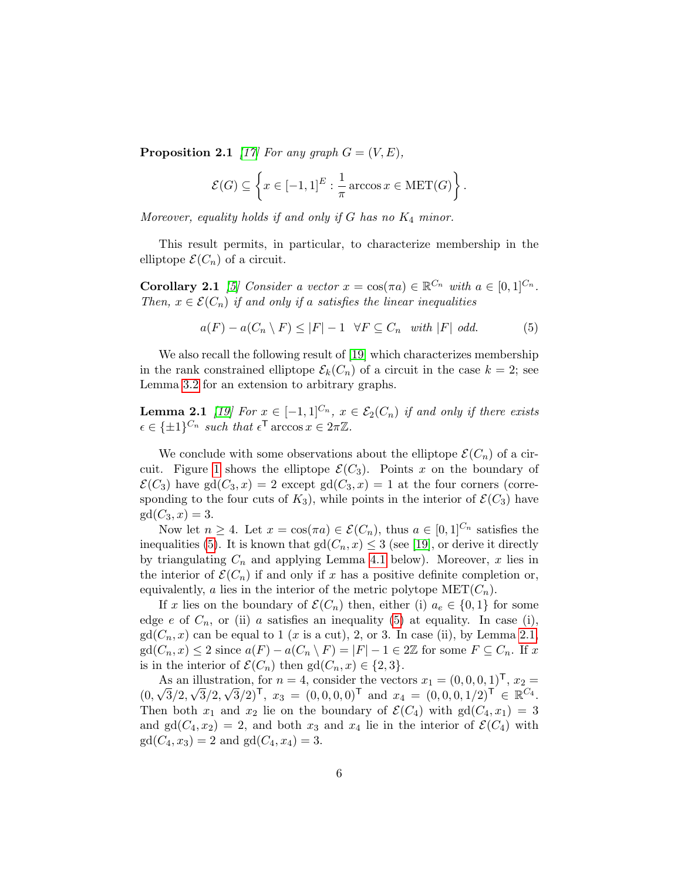**Proposition 2.1** *[17] For any graph $G = (V, E)$,*

$$\mathcal{E}(G) \subseteq \left\{ x \in [-1,1]^E : \frac{1}{\pi} \arccos x \in \mathrm{MET}(G) \right\}.$$

*Moreover, equality holds if and only if $G$ has no $K_4$ minor.*

This result permits, in particular, to characterize membership in the elliptope $\mathcal{E}(C_n)$ of a circuit.

**Corollary 2.1** *[5] Consider a vector $x = \cos(\pi a) \in \mathbb{R}^{C_n}$ with $a \in [0,1]^{C_n}$. Then, $x \in \mathcal{E}(C_n)$ if and only if $a$ satisfies the linear inequalities*

$$a(F) - a(C_n \setminus F) \leq |F| - 1 \quad \forall F \subseteq C_n \quad \text{with } |F| \text{ odd.} \tag{5}$$

We also recall the following result of [19] which characterizes membership in the rank constrained elliptope $\mathcal{E}_k(C_n)$ of a circuit in the case $k = 2$; see Lemma 3.2 for an extension to arbitrary graphs.

**Lemma 2.1** *[19] For $x \in [-1,1]^{C_n}$, $x \in \mathcal{E}_2(C_n)$ if and only if there exists $\epsilon \in \{\pm 1\}^{C_n}$ such that $\epsilon^{\mathsf{T}} \arccos x \in 2\pi\mathbb{Z}$.*

We conclude with some observations about the elliptope $\mathcal{E}(C_n)$ of a circuit. Figure 1 shows the elliptope $\mathcal{E}(C_3)$. Points $x$ on the boundary of $\mathcal{E}(C_3)$ have $\mathrm{gd}(C_3, x) = 2$ except $\mathrm{gd}(C_3, x) = 1$ at the four corners (corresponding to the four cuts of $K_3$), while points in the interior of $\mathcal{E}(C_3)$ have $\mathrm{gd}(C_3, x) = 3$.

Now let $n \geq 4$. Let $x = \cos(\pi a) \in \mathcal{E}(C_n)$, thus $a \in [0,1]^{C_n}$ satisfies the inequalities (5). It is known that $\mathrm{gd}(C_n, x) \leq 3$ (see [19], or derive it directly by triangulating $C_n$ and applying Lemma 4.1 below). Moreover, $x$ lies in the interior of $\mathcal{E}(C_n)$ if and only if $x$ has a positive definite completion or, equivalently, $a$ lies in the interior of the metric polytope $\mathrm{MET}(C_n)$.

If $x$ lies on the boundary of $\mathcal{E}(C_n)$ then, either (i) $a_e \in \{0, 1\}$ for some edge $e$ of $C_n$, or (ii) $a$ satisfies an inequality (5) at equality. In case (i), $\mathrm{gd}(C_n, x)$ can be equal to 1 ($x$ is a cut), 2, or 3. In case (ii), by Lemma 2.1, $\mathrm{gd}(C_n, x) \leq 2$ since $a(F) - a(C_n \setminus F) = |F| - 1 \in 2\mathbb{Z}$ for some $F \subseteq C_n$. If $x$ is in the interior of $\mathcal{E}(C_n)$ then $\mathrm{gd}(C_n, x) \in \{2, 3\}$.

As an illustration, for $n = 4$, consider the vectors $x_1 = (0,0,0,1)^{\mathsf{T}}$, $x_2 = (0, \sqrt{3}/2, \sqrt{3}/2, \sqrt{3}/2)^{\mathsf{T}}$, $x_3 = (0,0,0,0)^{\mathsf{T}}$ and $x_4 = (0,0,0,1/2)^{\mathsf{T}} \in \mathbb{R}^{C_4}$. Then both $x_1$ and $x_2$ lie on the boundary of $\mathcal{E}(C_4)$ with $\mathrm{gd}(C_4, x_1) = 3$ and $\mathrm{gd}(C_4, x_2) = 2$, and both $x_3$ and $x_4$ lie in the interior of $\mathcal{E}(C_4)$ with $\mathrm{gd}(C_4, x_3) = 2$ and $\mathrm{gd}(C_4, x_4) = 3$.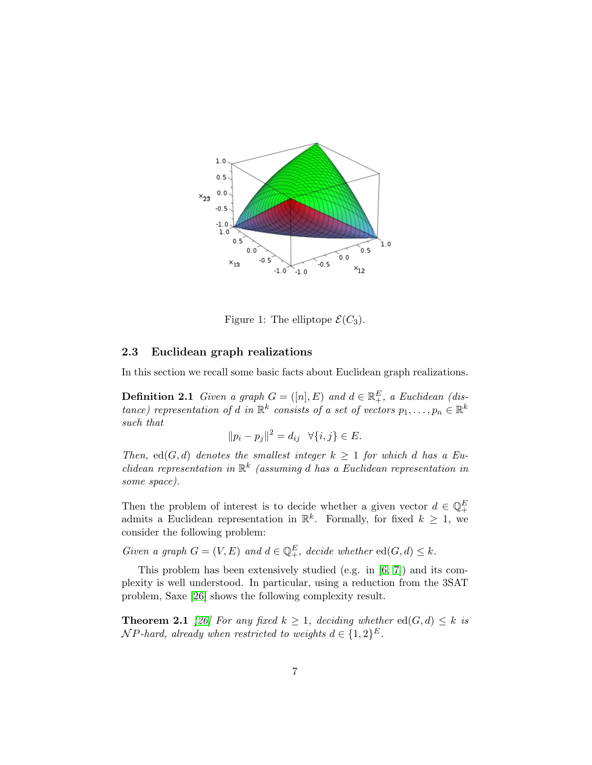Figure 1: The elliptope $\mathcal{E}(C_3)$.

### 2.3 Euclidean graph realizations

In this section we recall some basic facts about Euclidean graph realizations.

**Definition 2.1** *Given a graph $G = ([n], E)$ and $d \in \mathbb{R}_+^E$, a Euclidean (distance) representation of $d$ in $\mathbb{R}^k$ consists of a set of vectors $p_1, \ldots, p_n \in \mathbb{R}^k$ such that*

$$\|p_i - p_j\|^2 = d_{ij} \quad \forall \{i, j\} \in E.$$

*Then, $\mathrm{ed}(G, d)$ denotes the smallest integer $k \geq 1$ for which $d$ has a Euclidean representation in $\mathbb{R}^k$ (assuming $d$ has a Euclidean representation in some space).*

Then the problem of interest is to decide whether a given vector $d \in \mathbb{Q}_+^E$ admits a Euclidean representation in $\mathbb{R}^k$. Formally, for fixed $k \geq 1$, we consider the following problem:

*Given a graph $G = (V, E)$ and $d \in \mathbb{Q}_+^E$, decide whether* $\mathrm{ed}(G, d) \leq k$.

This problem has been extensively studied (e.g. in [6, 7]) and its complexity is well understood. In particular, using a reduction from the 3SAT problem, Saxe [26] shows the following complexity result.

**Theorem 2.1** *[26] For any fixed $k \geq 1$, deciding whether $\mathrm{ed}(G, d) \leq k$ is $\mathcal{NP}$-hard, already when restricted to weights $d \in \{1, 2\}^E$.*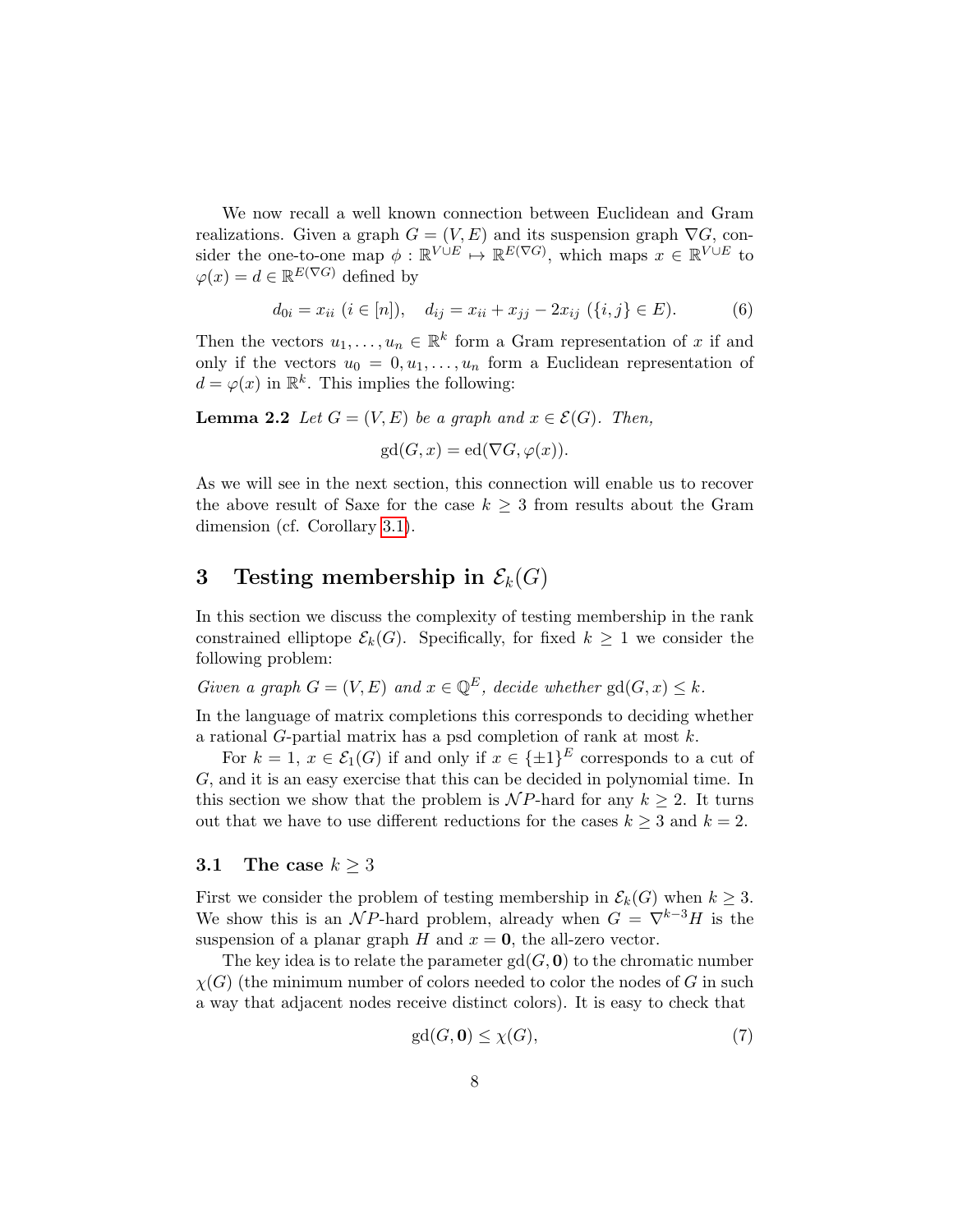We now recall a well known connection between Euclidean and Gram realizations. Given a graph $G = (V, E)$ and its suspension graph $\nabla G$, consider the one-to-one map $\phi : \mathbb{R}^{V \cup E} \mapsto \mathbb{R}^{E(\nabla G)}$, which maps $x \in \mathbb{R}^{V \cup E}$ to $\varphi(x) = d \in \mathbb{R}^{E(\nabla G)}$ defined by

$$d_{0i} = x_{ii} \ (i \in [n]), \quad d_{ij} = x_{ii} + x_{jj} - 2x_{ij} \ (\{i, j\} \in E). \tag{6}$$

Then the vectors $u_1, \ldots, u_n \in \mathbb{R}^k$ form a Gram representation of $x$ if and only if the vectors $u_0 = 0, u_1, \ldots, u_n$ form a Euclidean representation of $d = \varphi(x)$ in $\mathbb{R}^k$. This implies the following:

**Lemma 2.2** *Let $G = (V, E)$ be a graph and $x \in \mathcal{E}(G)$. Then,*

$$\mathrm{gd}(G, x) = \mathrm{ed}(\nabla G, \varphi(x)).$$

As we will see in the next section, this connection will enable us to recover the above result of Saxe for the case $k \geq 3$ from results about the Gram dimension (cf. Corollary 3.1).

## 3 Testing membership in $\mathcal{E}_k(G)$

In this section we discuss the complexity of testing membership in the rank constrained elliptope $\mathcal{E}_k(G)$. Specifically, for fixed $k \geq 1$ we consider the following problem:

*Given a graph $G = (V, E)$ and $x \in \mathbb{Q}^E$, decide whether $\mathrm{gd}(G, x) \leq k$.*

In the language of matrix completions this corresponds to deciding whether a rational $G$-partial matrix has a psd completion of rank at most $k$.

For $k = 1$, $x \in \mathcal{E}_1(G)$ if and only if $x \in \{\pm 1\}^E$ corresponds to a cut of $G$, and it is an easy exercise that this can be decided in polynomial time. In this section we show that the problem is $\mathcal{NP}$-hard for any $k \geq 2$. It turns out that we have to use different reductions for the cases $k \geq 3$ and $k = 2$.

### 3.1 The case $k \geq 3$

First we consider the problem of testing membership in $\mathcal{E}_k(G)$ when $k \geq 3$. We show this is an $\mathcal{NP}$-hard problem, already when $G = \nabla^{k-3} H$ is the suspension of a planar graph $H$ and $x = \mathbf{0}$, the all-zero vector.

The key idea is to relate the parameter $\mathrm{gd}(G, \mathbf{0})$ to the chromatic number $\chi(G)$ (the minimum number of colors needed to color the nodes of $G$ in such a way that adjacent nodes receive distinct colors). It is easy to check that

$$\mathrm{gd}(G, \mathbf{0}) \leq \chi(G), \tag{7}$$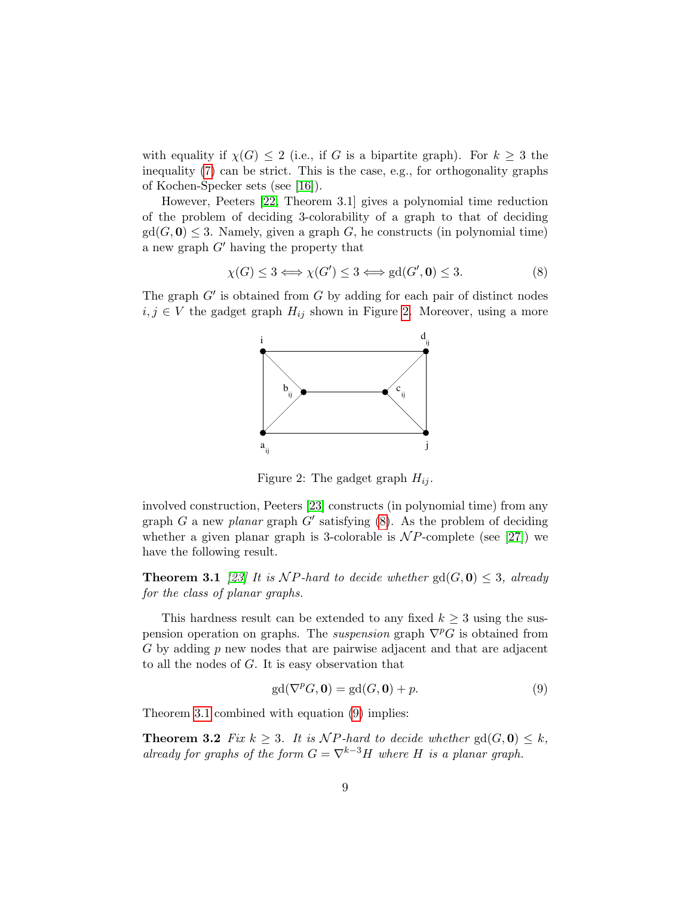with equality if $\chi(G) \leq 2$ (i.e., if $G$ is a bipartite graph). For $k \geq 3$ the inequality (7) can be strict. This is the case, e.g., for orthogonality graphs of Kochen-Specker sets (see [16]).

However, Peeters [22, Theorem 3.1] gives a polynomial time reduction of the problem of deciding 3-colorability of a graph to that of deciding $\text{gd}(G, \mathbf{0}) \leq 3$. Namely, given a graph $G$, he constructs (in polynomial time) a new graph $G'$ having the property that

$$\chi(G) \leq 3 \iff \chi(G') \leq 3 \iff \text{gd}(G', \mathbf{0}) \leq 3. \tag{8}$$

The graph $G'$ is obtained from $G$ by adding for each pair of distinct nodes $i, j \in V$ the gadget graph $H_{ij}$ shown in Figure 2. Moreover, using a more involved construction, Peeters [23] constructs (in polynomial time) from any graph $G$ a new *planar* graph $G'$ satisfying (8). As the problem of deciding whether a given planar graph is 3-colorable is $\mathcal{NP}$-complete (see [27]) we have the following result.

Figure 2: The gadget graph $H_{ij}$.

**Theorem 3.1** [23] *It is $\mathcal{NP}$-hard to decide whether* $\text{gd}(G, \mathbf{0}) \leq 3$*, already for the class of planar graphs.*

This hardness result can be extended to any fixed $k \geq 3$ using the suspension operation on graphs. The *suspension* graph $\nabla^p G$ is obtained from $G$ by adding $p$ new nodes that are pairwise adjacent and that are adjacent to all the nodes of $G$. It is easy observation that

$$\text{gd}(\nabla^p G, \mathbf{0}) = \text{gd}(G, \mathbf{0}) + p. \tag{9}$$

Theorem 3.1 combined with equation (9) implies:

**Theorem 3.2** *Fix $k \geq 3$. It is $\mathcal{NP}$-hard to decide whether* $\text{gd}(G, \mathbf{0}) \leq k$*, already for graphs of the form $G = \nabla^{k-3} H$ where $H$ is a planar graph.*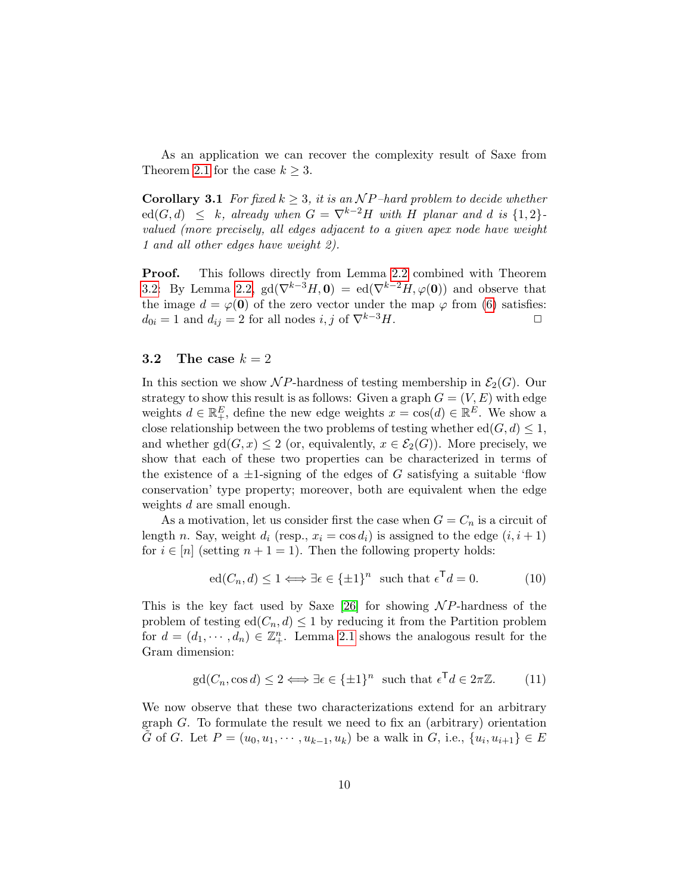As an application we can recover the complexity result of Saxe from Theorem 2.1 for the case $k \geq 3$.

**Corollary 3.1** *For fixed $k \geq 3$, it is an $\mathcal{NP}$–hard problem to decide whether $\text{ed}(G, d) \leq k$, already when $G = \nabla^{k-2} H$ with $H$ planar and $d$ is $\{1, 2\}$-valued (more precisely, all edges adjacent to a given apex node have weight 1 and all other edges have weight 2).*

**Proof.** This follows directly from Lemma 2.2 combined with Theorem 3.2: By Lemma 2.2, $\text{gd}(\nabla^{k-3} H, \mathbf{0}) = \text{ed}(\nabla^{k-2} H, \varphi(\mathbf{0}))$ and observe that the image $d = \varphi(\mathbf{0})$ of the zero vector under the map $\varphi$ from (6) satisfies: $d_{0i} = 1$ and $d_{ij} = 2$ for all nodes $i, j$ of $\nabla^{k-3} H$. $\square$

### 3.2 The case $k = 2$

In this section we show $\mathcal{NP}$-hardness of testing membership in $\mathcal{E}_2(G)$. Our strategy to show this result is as follows: Given a graph $G = (V, E)$ with edge weights $d \in \mathbb{R}^E_+$, define the new edge weights $x = \cos(d) \in \mathbb{R}^E$. We show a close relationship between the two problems of testing whether $\text{ed}(G, d) \leq 1$, and whether $\text{gd}(G, x) \leq 2$ (or, equivalently, $x \in \mathcal{E}_2(G)$). More precisely, we show that each of these two properties can be characterized in terms of the existence of a $\pm 1$-signing of the edges of $G$ satisfying a suitable 'flow conservation' type property; moreover, both are equivalent when the edge weights $d$ are small enough.

As a motivation, let us consider first the case when $G = C_n$ is a circuit of length $n$. Say, weight $d_i$ (resp., $x_i = \cos d_i$) is assigned to the edge $(i, i+1)$ for $i \in [n]$ (setting $n + 1 = 1$). Then the following property holds:

$$\text{ed}(C_n, d) \leq 1 \iff \exists \epsilon \in \{\pm 1\}^n \text{ such that } \epsilon^\mathsf{T} d = 0. \tag{10}$$

This is the key fact used by Saxe [26] for showing $\mathcal{NP}$-hardness of the problem of testing $\text{ed}(C_n, d) \leq 1$ by reducing it from the Partition problem for $d = (d_1, \cdots, d_n) \in \mathbb{Z}^n_+$. Lemma 2.1 shows the analogous result for the Gram dimension:

$$\text{gd}(C_n, \cos d) \leq 2 \iff \exists \epsilon \in \{\pm 1\}^n \text{ such that } \epsilon^\mathsf{T} d \in 2\pi\mathbb{Z}. \tag{11}$$

We now observe that these two characterizations extend for an arbitrary graph $G$. To formulate the result we need to fix an (arbitrary) orientation $\vec{G}$ of $G$. Let $P = (u_0, u_1, \cdots, u_{k-1}, u_k)$ be a walk in $G$, i.e., $\{u_i, u_{i+1}\} \in E$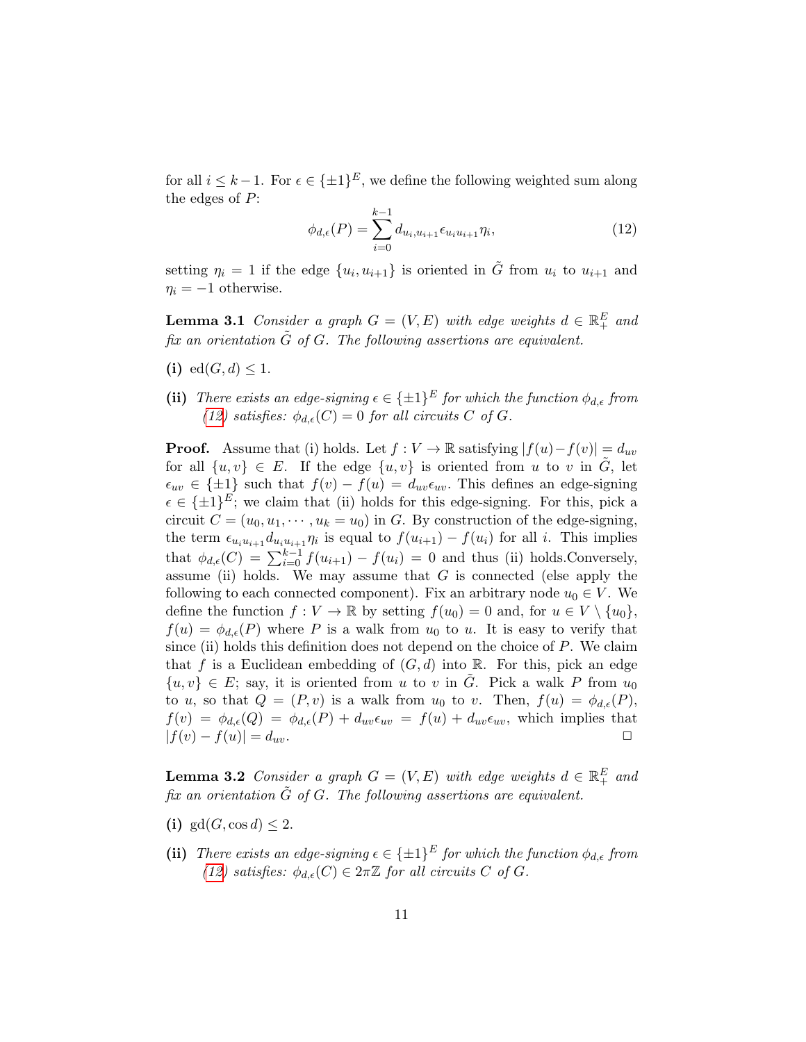for all $i \leq k-1$. For $\epsilon \in \{\pm 1\}^E$, we define the following weighted sum along the edges of $P$:

$$\phi_{d,\epsilon}(P) = \sum_{i=0}^{k-1} d_{u_i,u_{i+1}} \epsilon_{u_i u_{i+1}} \eta_i, \tag{12}$$

setting $\eta_i = 1$ if the edge $\{u_i, u_{i+1}\}$ is oriented in $\tilde{G}$ from $u_i$ to $u_{i+1}$ and $\eta_i = -1$ otherwise.

**Lemma 3.1** *Consider a graph $G = (V, E)$ with edge weights $d \in \mathbb{R}_+^E$ and fix an orientation $\tilde{G}$ of $G$. The following assertions are equivalent.*

**(i)** $\mathrm{ed}(G, d) \leq 1$.

**(ii)** *There exists an edge-signing $\epsilon \in \{\pm 1\}^E$ for which the function $\phi_{d,\epsilon}$ from (12) satisfies: $\phi_{d,\epsilon}(C) = 0$ for all circuits $C$ of $G$.*

**Proof.** Assume that (i) holds. Let $f : V \to \mathbb{R}$ satisfying $|f(u) - f(v)| = d_{uv}$ for all $\{u, v\} \in E$. If the edge $\{u, v\}$ is oriented from $u$ to $v$ in $\tilde{G}$, let $\epsilon_{uv} \in \{\pm 1\}$ such that $f(v) - f(u) = d_{uv}\epsilon_{uv}$. This defines an edge-signing $\epsilon \in \{\pm 1\}^E$; we claim that (ii) holds for this edge-signing. For this, pick a circuit $C = (u_0, u_1, \cdots, u_k = u_0)$ in $G$. By construction of the edge-signing, the term $\epsilon_{u_i u_{i+1}} d_{u_i u_{i+1}} \eta_i$ is equal to $f(u_{i+1}) - f(u_i)$ for all $i$. This implies that $\phi_{d,\epsilon}(C) = \sum_{i=0}^{k-1} f(u_{i+1}) - f(u_i) = 0$ and thus (ii) holds.Conversely, assume (ii) holds. We may assume that $G$ is connected (else apply the following to each connected component). Fix an arbitrary node $u_0 \in V$. We define the function $f : V \to \mathbb{R}$ by setting $f(u_0) = 0$ and, for $u \in V \setminus \{u_0\}$, $f(u) = \phi_{d,\epsilon}(P)$ where $P$ is a walk from $u_0$ to $u$. It is easy to verify that since (ii) holds this definition does not depend on the choice of $P$. We claim that $f$ is a Euclidean embedding of $(G, d)$ into $\mathbb{R}$. For this, pick an edge $\{u, v\} \in E$; say, it is oriented from $u$ to $v$ in $\tilde{G}$. Pick a walk $P$ from $u_0$ to $u$, so that $Q = (P, v)$ is a walk from $u_0$ to $v$. Then, $f(u) = \phi_{d,\epsilon}(P)$, $f(v) = \phi_{d,\epsilon}(Q) = \phi_{d,\epsilon}(P) + d_{uv}\epsilon_{uv} = f(u) + d_{uv}\epsilon_{uv}$, which implies that $|f(v) - f(u)| = d_{uv}$. $\square$

**Lemma 3.2** *Consider a graph $G = (V, E)$ with edge weights $d \in \mathbb{R}_+^E$ and fix an orientation $\tilde{G}$ of $G$. The following assertions are equivalent.*

**(i)** $\mathrm{gd}(G, \cos d) \leq 2$.

**(ii)** *There exists an edge-signing $\epsilon \in \{\pm 1\}^E$ for which the function $\phi_{d,\epsilon}$ from (12) satisfies: $\phi_{d,\epsilon}(C) \in 2\pi\mathbb{Z}$ for all circuits $C$ of $G$.*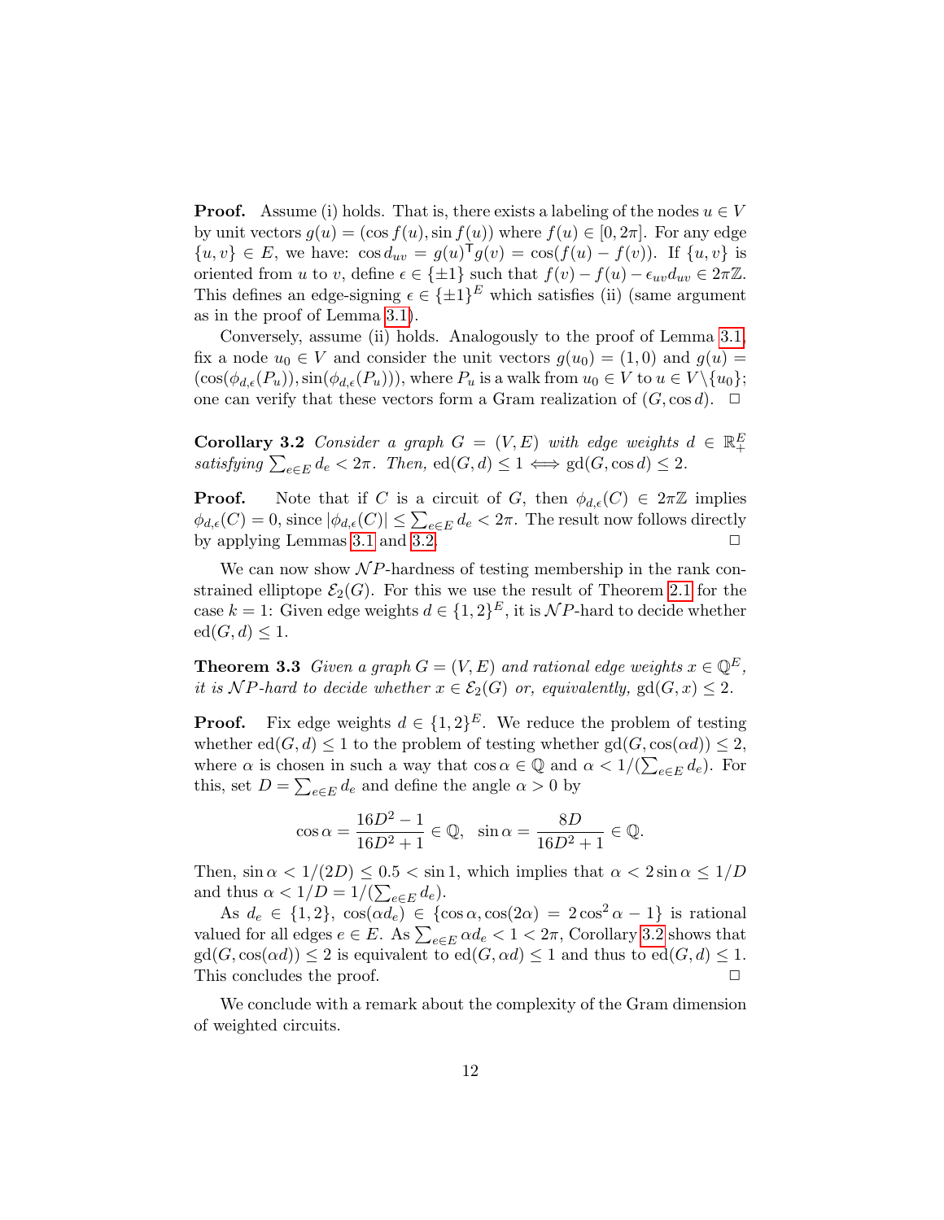**Proof.** Assume (i) holds. That is, there exists a labeling of the nodes $u \in V$ by unit vectors $g(u) = (\cos f(u), \sin f(u))$ where $f(u) \in [0, 2\pi]$. For any edge $\{u, v\} \in E$, we have: $\cos d_{uv} = g(u)^{\mathsf{T}} g(v) = \cos(f(u) - f(v))$. If $\{u, v\}$ is oriented from $u$ to $v$, define $\epsilon \in \{\pm 1\}$ such that $f(v) - f(u) - \epsilon_{uv} d_{uv} \in 2\pi\mathbb{Z}$. This defines an edge-signing $\epsilon \in \{\pm 1\}^E$ which satisfies (ii) (same argument as in the proof of Lemma 3.1).

Conversely, assume (ii) holds. Analogously to the proof of Lemma 3.1, fix a node $u_0 \in V$ and consider the unit vectors $g(u_0) = (1, 0)$ and $g(u) = (\cos(\phi_{d,\epsilon}(P_u)), \sin(\phi_{d,\epsilon}(P_u)))$, where $P_u$ is a walk from $u_0 \in V$ to $u \in V \setminus \{u_0\}$; one can verify that these vectors form a Gram realization of $(G, \cos d)$. $\square$

**Corollary 3.2** *Consider a graph $G = (V, E)$ with edge weights $d \in \mathbb{R}^E_+$ satisfying $\sum_{e \in E} d_e < 2\pi$. Then, $\mathrm{ed}(G, d) \leq 1 \iff \mathrm{gd}(G, \cos d) \leq 2$.*

**Proof.** Note that if $C$ is a circuit of $G$, then $\phi_{d,\epsilon}(C) \in 2\pi\mathbb{Z}$ implies $\phi_{d,\epsilon}(C) = 0$, since $|\phi_{d,\epsilon}(C)| \leq \sum_{e \in E} d_e < 2\pi$. The result now follows directly by applying Lemmas 3.1 and 3.2. $\square$

We can now show $\mathcal{NP}$-hardness of testing membership in the rank constrained elliptope $\mathcal{E}_2(G)$. For this we use the result of Theorem 2.1 for the case $k = 1$: Given edge weights $d \in \{1, 2\}^E$, it is $\mathcal{NP}$-hard to decide whether $\mathrm{ed}(G, d) \leq 1$.

**Theorem 3.3** *Given a graph $G = (V, E)$ and rational edge weights $x \in \mathbb{Q}^E$, it is $\mathcal{NP}$-hard to decide whether $x \in \mathcal{E}_2(G)$ or, equivalently, $\mathrm{gd}(G, x) \leq 2$.*

**Proof.** Fix edge weights $d \in \{1, 2\}^E$. We reduce the problem of testing whether $\mathrm{ed}(G, d) \leq 1$ to the problem of testing whether $\mathrm{gd}(G, \cos(\alpha d)) \leq 2$, where $\alpha$ is chosen in such a way that $\cos\alpha \in \mathbb{Q}$ and $\alpha < 1/(\sum_{e \in E} d_e)$. For this, set $D = \sum_{e \in E} d_e$ and define the angle $\alpha > 0$ by

$$\cos\alpha = \frac{16D^2 - 1}{16D^2 + 1} \in \mathbb{Q}, \quad \sin\alpha = \frac{8D}{16D^2 + 1} \in \mathbb{Q}.$$

Then, $\sin\alpha < 1/(2D) \leq 0.5 < \sin 1$, which implies that $\alpha < 2\sin\alpha \leq 1/D$ and thus $\alpha < 1/D = 1/(\sum_{e \in E} d_e)$.

As $d_e \in \{1, 2\}$, $\cos(\alpha d_e) \in \{\cos\alpha, \cos(2\alpha) = 2\cos^2\alpha - 1\}$ is rational valued for all edges $e \in E$. As $\sum_{e \in E} \alpha d_e < 1 < 2\pi$, Corollary 3.2 shows that $\mathrm{gd}(G, \cos(\alpha d)) \leq 2$ is equivalent to $\mathrm{ed}(G, \alpha d) \leq 1$ and thus to $\mathrm{ed}(G, d) \leq 1$. This concludes the proof. $\square$

We conclude with a remark about the complexity of the Gram dimension of weighted circuits.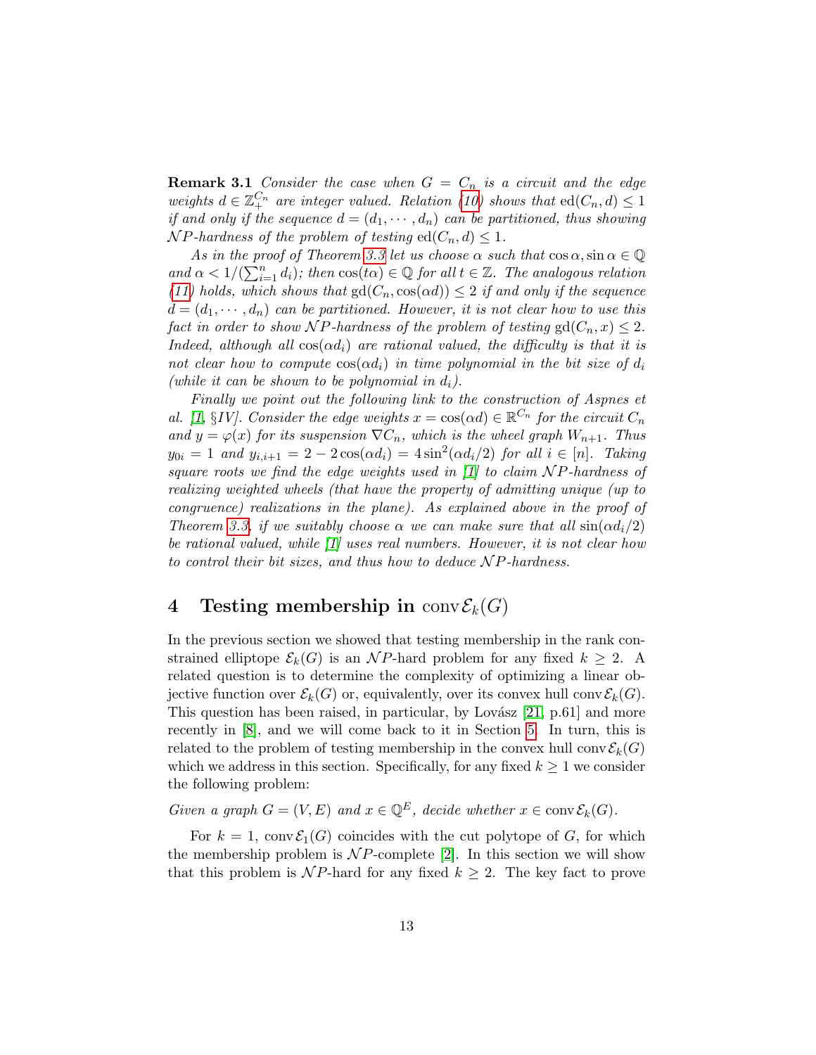**Remark 3.1** *Consider the case when $G = C_n$ is a circuit and the edge weights $d \in \mathbb{Z}_+^{C_n}$ are integer valued. Relation (10) shows that $\mathrm{ed}(C_n, d) \leq 1$ if and only if the sequence $d = (d_1, \cdots, d_n)$ can be partitioned, thus showing $\mathcal{NP}$-hardness of the problem of testing $\mathrm{ed}(C_n, d) \leq 1$.*

*As in the proof of Theorem 3.3 let us choose $\alpha$ such that $\cos\alpha, \sin\alpha \in \mathbb{Q}$ and $\alpha < 1/(\sum_{i=1}^n d_i)$; then $\cos(t\alpha) \in \mathbb{Q}$ for all $t \in \mathbb{Z}$. The analogous relation (11) holds, which shows that $\mathrm{gd}(C_n, \cos(\alpha d)) \leq 2$ if and only if the sequence $d = (d_1, \cdots, d_n)$ can be partitioned. However, it is not clear how to use this fact in order to show $\mathcal{NP}$-hardness of the problem of testing $\mathrm{gd}(C_n, x) \leq 2$. Indeed, although all $\cos(\alpha d_i)$ are rational valued, the difficulty is that it is not clear how to compute $\cos(\alpha d_i)$ in time polynomial in the bit size of $d_i$ (while it can be shown to be polynomial in $d_i$).*

*Finally we point out the following link to the construction of Aspnes et al. [1, §IV]. Consider the edge weights $x = \cos(\alpha d) \in \mathbb{R}^{C_n}$ for the circuit $C_n$ and $y = \varphi(x)$ for its suspension $\nabla C_n$, which is the wheel graph $W_{n+1}$. Thus $y_{0i} = 1$ and $y_{i,i+1} = 2 - 2\cos(\alpha d_i) = 4\sin^2(\alpha d_i/2)$ for all $i \in [n]$. Taking square roots we find the edge weights used in [1] to claim $\mathcal{NP}$-hardness of realizing weighted wheels (that have the property of admitting unique (up to congruence) realizations in the plane). As explained above in the proof of Theorem 3.3, if we suitably choose $\alpha$ we can make sure that all $\sin(\alpha d_i/2)$ be rational valued, while [1] uses real numbers. However, it is not clear how to control their bit sizes, and thus how to deduce $\mathcal{NP}$-hardness.*

## 4 Testing membership in $\mathrm{conv}\,\mathcal{E}_k(G)$

In the previous section we showed that testing membership in the rank constrained elliptope $\mathcal{E}_k(G)$ is an $\mathcal{NP}$-hard problem for any fixed $k \geq 2$. A related question is to determine the complexity of optimizing a linear objective function over $\mathcal{E}_k(G)$ or, equivalently, over its convex hull $\mathrm{conv}\,\mathcal{E}_k(G)$. This question has been raised, in particular, by Lovász [21, p.61] and more recently in [8], and we will come back to it in Section 5. In turn, this is related to the problem of testing membership in the convex hull $\mathrm{conv}\,\mathcal{E}_k(G)$ which we address in this section. Specifically, for any fixed $k \geq 1$ we consider the following problem:

*Given a graph $G = (V, E)$ and $x \in \mathbb{Q}^E$, decide whether $x \in \mathrm{conv}\,\mathcal{E}_k(G)$.*

For $k = 1$, $\mathrm{conv}\,\mathcal{E}_1(G)$ coincides with the cut polytope of $G$, for which the membership problem is $\mathcal{NP}$-complete [2]. In this section we will show that this problem is $\mathcal{NP}$-hard for any fixed $k \geq 2$. The key fact to prove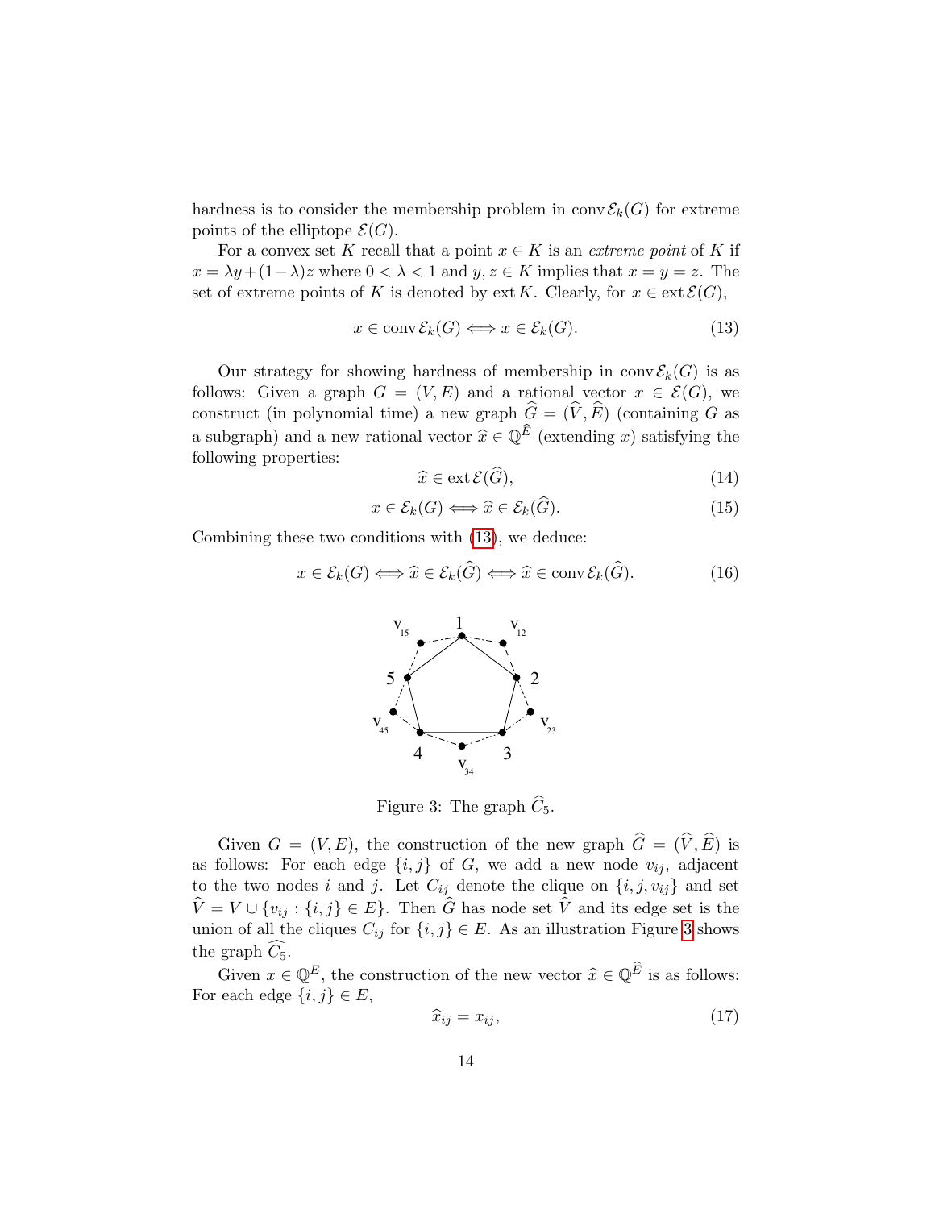hardness is to consider the membership problem in $\operatorname{conv}\mathcal{E}_k(G)$ for extreme points of the elliptope $\mathcal{E}(G)$.

For a convex set $K$ recall that a point $x \in K$ is an *extreme point* of $K$ if $x = \lambda y + (1-\lambda) z$ where $0 < \lambda < 1$ and $y, z \in K$ implies that $x = y = z$. The set of extreme points of $K$ is denoted by $\operatorname{ext} K$. Clearly, for $x \in \operatorname{ext}\mathcal{E}(G)$,

$$x \in \operatorname{conv}\mathcal{E}_k(G) \Longleftrightarrow x \in \mathcal{E}_k(G). \tag{13}$$

Our strategy for showing hardness of membership in $\operatorname{conv}\mathcal{E}_k(G)$ is as follows: Given a graph $G = (V, E)$ and a rational vector $x \in \mathcal{E}(G)$, we construct (in polynomial time) a new graph $\widehat{G} = (\widehat{V}, \widehat{E})$ (containing $G$ as a subgraph) and a new rational vector $\widehat{x} \in \mathbb{Q}^{\widehat{E}}$ (extending $x$) satisfying the following properties:

$$\widehat{x} \in \operatorname{ext}\mathcal{E}(\widehat{G}), \tag{14}$$

$$x \in \mathcal{E}_k(G) \Longleftrightarrow \widehat{x} \in \mathcal{E}_k(\widehat{G}). \tag{15}$$

Combining these two conditions with (13), we deduce:

$$x \in \mathcal{E}_k(G) \Longleftrightarrow \widehat{x} \in \mathcal{E}_k(\widehat{G}) \Longleftrightarrow \widehat{x} \in \operatorname{conv}\mathcal{E}_k(\widehat{G}). \tag{16}$$

Figure 3: The graph $\widehat{C}_5$.

Given $G = (V, E)$, the construction of the new graph $\widehat{G} = (\widehat{V}, \widehat{E})$ is as follows: For each edge $\{i, j\}$ of $G$, we add a new node $v_{ij}$, adjacent to the two nodes $i$ and $j$. Let $C_{ij}$ denote the clique on $\{i, j, v_{ij}\}$ and set $\widehat{V} = V \cup \{v_{ij} : \{i, j\} \in E\}$. Then $\widehat{G}$ has node set $\widehat{V}$ and its edge set is the union of all the cliques $C_{ij}$ for $\{i, j\} \in E$. As an illustration Figure 3 shows the graph $\widehat{C_5}$.

Given $x \in \mathbb{Q}^E$, the construction of the new vector $\widehat{x} \in \mathbb{Q}^{\widehat{E}}$ is as follows: For each edge $\{i, j\} \in E$,

$$\widehat{x}_{ij} = x_{ij}, \tag{17}$$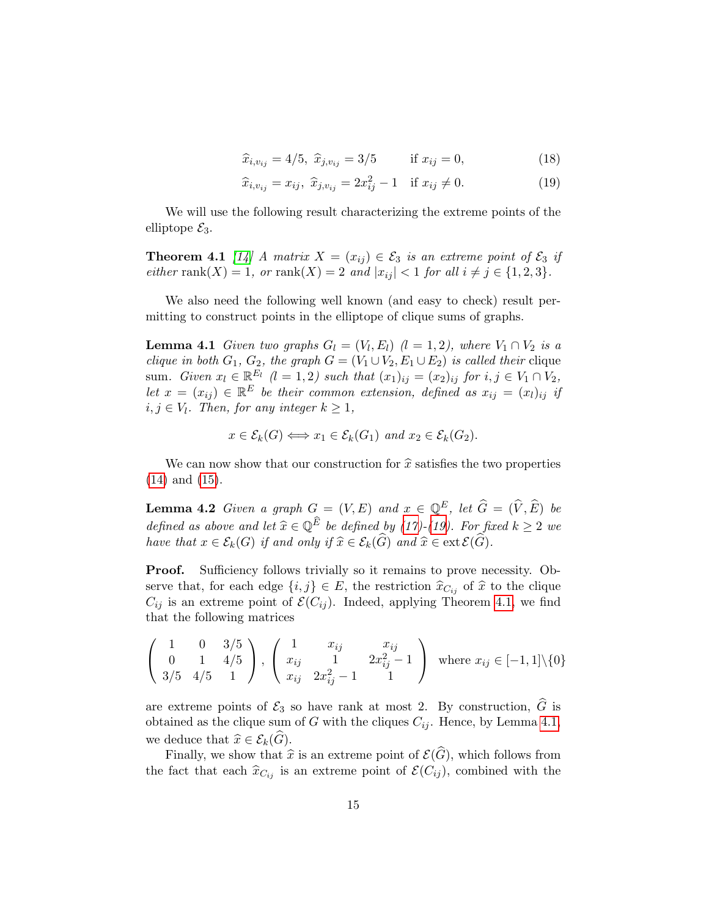$$\widehat{x}_{i,v_{ij}} = 4/5,\ \widehat{x}_{j,v_{ij}} = 3/5 \qquad \text{if } x_{ij} = 0, \tag{18}$$

$$\widehat{x}_{i,v_{ij}} = x_{ij},\ \widehat{x}_{j,v_{ij}} = 2x_{ij}^2 - 1 \quad \text{if } x_{ij} \neq 0. \tag{19}$$

We will use the following result characterizing the extreme points of the elliptope $\mathcal{E}_3$.

**Theorem 4.1** *[14] A matrix $X = (x_{ij}) \in \mathcal{E}_3$ is an extreme point of $\mathcal{E}_3$ if either $\operatorname{rank}(X) = 1$, or $\operatorname{rank}(X) = 2$ and $|x_{ij}| < 1$ for all $i \neq j \in \{1, 2, 3\}$.*

We also need the following well known (and easy to check) result permitting to construct points in the elliptope of clique sums of graphs.

**Lemma 4.1** *Given two graphs $G_l = (V_l, E_l)$ $(l = 1, 2)$, where $V_1 \cap V_2$ is a clique in both $G_1$, $G_2$, the graph $G = (V_1 \cup V_2, E_1 \cup E_2)$ is called their* clique sum*. Given $x_l \in \mathbb{R}^{E_l}$ $(l = 1, 2)$ such that $(x_1)_{ij} = (x_2)_{ij}$ for $i, j \in V_1 \cap V_2$, let $x = (x_{ij}) \in \mathbb{R}^E$ be their common extension, defined as $x_{ij} = (x_l)_{ij}$ if $i, j \in V_l$. Then, for any integer $k \geq 1$,*

$$x \in \mathcal{E}_k(G) \Longleftrightarrow x_1 \in \mathcal{E}_k(G_1) \text{ and } x_2 \in \mathcal{E}_k(G_2).$$

We can now show that our construction for $\widehat{x}$ satisfies the two properties (14) and (15).

**Lemma 4.2** *Given a graph $G = (V, E)$ and $x \in \mathbb{Q}^E$, let $\widehat{G} = (\widehat{V}, \widehat{E})$ be defined as above and let $\widehat{x} \in \mathbb{Q}^{\widehat{E}}$ be defined by (17)-(19). For fixed $k \geq 2$ we have that $x \in \mathcal{E}_k(G)$ if and only if $\widehat{x} \in \mathcal{E}_k(\widehat{G})$ and $\widehat{x} \in \operatorname{ext} \mathcal{E}(\widehat{G})$.*

**Proof.** Sufficiency follows trivially so it remains to prove necessity. Observe that, for each edge $\{i, j\} \in E$, the restriction $\widehat{x}_{C_{ij}}$ of $\widehat{x}$ to the clique $C_{ij}$ is an extreme point of $\mathcal{E}(C_{ij})$. Indeed, applying Theorem 4.1, we find that the following matrices

$$\begin{pmatrix} 1 & 0 & 3/5 \\ 0 & 1 & 4/5 \\ 3/5 & 4/5 & 1 \end{pmatrix}, \begin{pmatrix} 1 & x_{ij} & x_{ij} \\ x_{ij} & 1 & 2x_{ij}^2 - 1 \\ x_{ij} & 2x_{ij}^2 - 1 & 1 \end{pmatrix} \text{ where } x_{ij} \in [-1, 1] \backslash \{0\}$$

are extreme points of $\mathcal{E}_3$ so have rank at most 2. By construction, $\widehat{G}$ is obtained as the clique sum of $G$ with the cliques $C_{ij}$. Hence, by Lemma 4.1, we deduce that $\widehat{x} \in \mathcal{E}_k(\widehat{G})$.

Finally, we show that $\widehat{x}$ is an extreme point of $\mathcal{E}(\widehat{G})$, which follows from the fact that each $\widehat{x}_{C_{ij}}$ is an extreme point of $\mathcal{E}(C_{ij})$, combined with the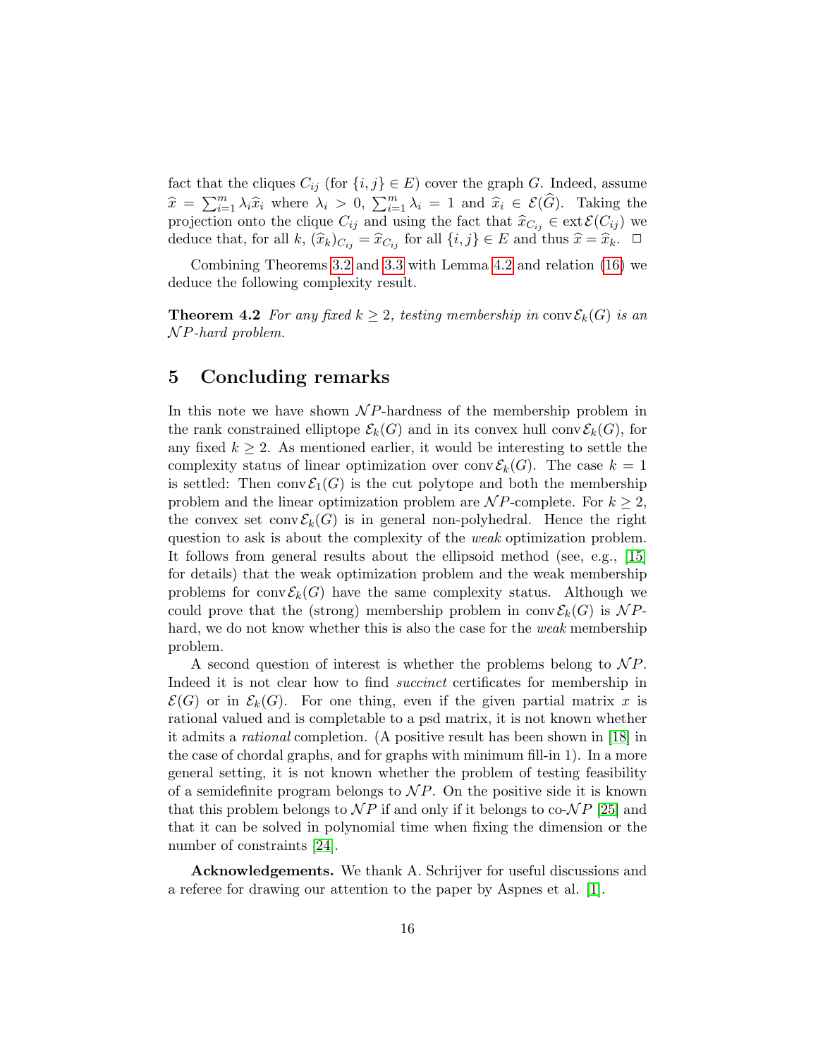fact that the cliques $C_{ij}$ (for $\{i,j\} \in E$) cover the graph $G$. Indeed, assume $\widehat{x} = \sum_{i=1}^m \lambda_i \widehat{x}_i$ where $\lambda_i > 0$, $\sum_{i=1}^m \lambda_i = 1$ and $\widehat{x}_i \in \mathcal{E}(\widehat{G})$. Taking the projection onto the clique $C_{ij}$ and using the fact that $\widehat{x}_{C_{ij}} \in \operatorname{ext} \mathcal{E}(C_{ij})$ we deduce that, for all $k$, $(\widehat{x}_k)_{C_{ij}} = \widehat{x}_{C_{ij}}$ for all $\{i,j\} \in E$ and thus $\widehat{x} = \widehat{x}_k$. $\Box$

Combining Theorems 3.2 and 3.3 with Lemma 4.2 and relation (16) we deduce the following complexity result.

**Theorem 4.2** *For any fixed $k \geq 2$, testing membership in $\operatorname{conv} \mathcal{E}_k(G)$ is an $\mathcal{N}P$-hard problem.*

## 5 Concluding remarks

In this note we have shown $\mathcal{N}P$-hardness of the membership problem in the rank constrained elliptope $\mathcal{E}_k(G)$ and in its convex hull $\operatorname{conv} \mathcal{E}_k(G)$, for any fixed $k \geq 2$. As mentioned earlier, it would be interesting to settle the complexity status of linear optimization over $\operatorname{conv} \mathcal{E}_k(G)$. The case $k = 1$ is settled: Then $\operatorname{conv} \mathcal{E}_1(G)$ is the cut polytope and both the membership problem and the linear optimization problem are $\mathcal{N}P$-complete. For $k \geq 2$, the convex set $\operatorname{conv} \mathcal{E}_k(G)$ is in general non-polyhedral. Hence the right question to ask is about the complexity of the *weak* optimization problem. It follows from general results about the ellipsoid method (see, e.g., [15] for details) that the weak optimization problem and the weak membership problems for $\operatorname{conv} \mathcal{E}_k(G)$ have the same complexity status. Although we could prove that the (strong) membership problem in $\operatorname{conv} \mathcal{E}_k(G)$ is $\mathcal{N}P$-hard, we do not know whether this is also the case for the *weak* membership problem.

A second question of interest is whether the problems belong to $\mathcal{N}P$. Indeed it is not clear how to find *succinct* certificates for membership in $\mathcal{E}(G)$ or in $\mathcal{E}_k(G)$. For one thing, even if the given partial matrix $x$ is rational valued and is completable to a psd matrix, it is not known whether it admits a *rational* completion. (A positive result has been shown in [18] in the case of chordal graphs, and for graphs with minimum fill-in 1). In a more general setting, it is not known whether the problem of testing feasibility of a semidefinite program belongs to $\mathcal{N}P$. On the positive side it is known that this problem belongs to $\mathcal{N}P$ if and only if it belongs to co-$\mathcal{N}P$ [25] and that it can be solved in polynomial time when fixing the dimension or the number of constraints [24].

**Acknowledgements.** We thank A. Schrijver for useful discussions and a referee for drawing our attention to the paper by Aspnes et al. [1].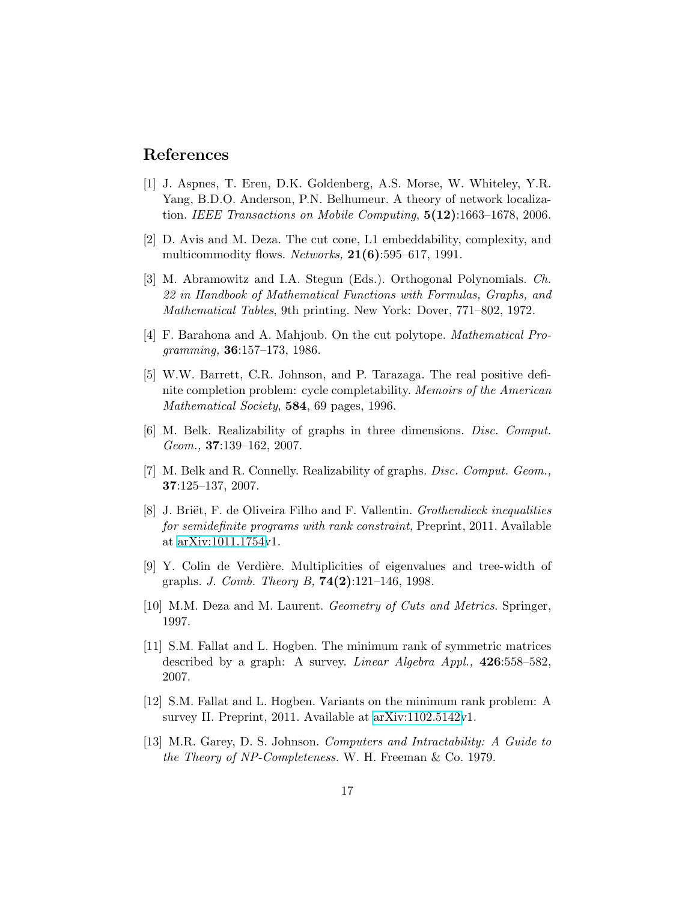## References

[1] J. Aspnes, T. Eren, D.K. Goldenberg, A.S. Morse, W. Whiteley, Y.R. Yang, B.D.O. Anderson, P.N. Belhumeur. A theory of network localization. *IEEE Transactions on Mobile Computing*, **5(12)**:1663–1678, 2006.

[2] D. Avis and M. Deza. The cut cone, L1 embeddability, complexity, and multicommodity flows. *Networks,* **21(6)**:595–617, 1991.

[3] M. Abramowitz and I.A. Stegun (Eds.). Orthogonal Polynomials. *Ch. 22 in Handbook of Mathematical Functions with Formulas, Graphs, and Mathematical Tables*, 9th printing. New York: Dover, 771–802, 1972.

[4] F. Barahona and A. Mahjoub. On the cut polytope. *Mathematical Programming,* **36**:157–173, 1986.

[5] W.W. Barrett, C.R. Johnson, and P. Tarazaga. The real positive definite completion problem: cycle completability. *Memoirs of the American Mathematical Society*, **584**, 69 pages, 1996.

[6] M. Belk. Realizability of graphs in three dimensions. *Disc. Comput. Geom.,* **37**:139–162, 2007.

[7] M. Belk and R. Connelly. Realizability of graphs. *Disc. Comput. Geom.,* **37**:125–137, 2007.

[8] J. Briët, F. de Oliveira Filho and F. Vallentin. *Grothendieck inequalities for semidefinite programs with rank constraint,* Preprint, 2011. Available at arXiv:1011.1754v1.

[9] Y. Colin de Verdière. Multiplicities of eigenvalues and tree-width of graphs. *J. Comb. Theory B,* **74(2)**:121–146, 1998.

[10] M.M. Deza and M. Laurent. *Geometry of Cuts and Metrics.* Springer, 1997.

[11] S.M. Fallat and L. Hogben. The minimum rank of symmetric matrices described by a graph: A survey. *Linear Algebra Appl.,* **426**:558–582, 2007.

[12] S.M. Fallat and L. Hogben. Variants on the minimum rank problem: A survey II. Preprint, 2011. Available at arXiv:1102.5142v1.

[13] M.R. Garey, D. S. Johnson. *Computers and Intractability: A Guide to the Theory of NP-Completeness.* W. H. Freeman & Co. 1979.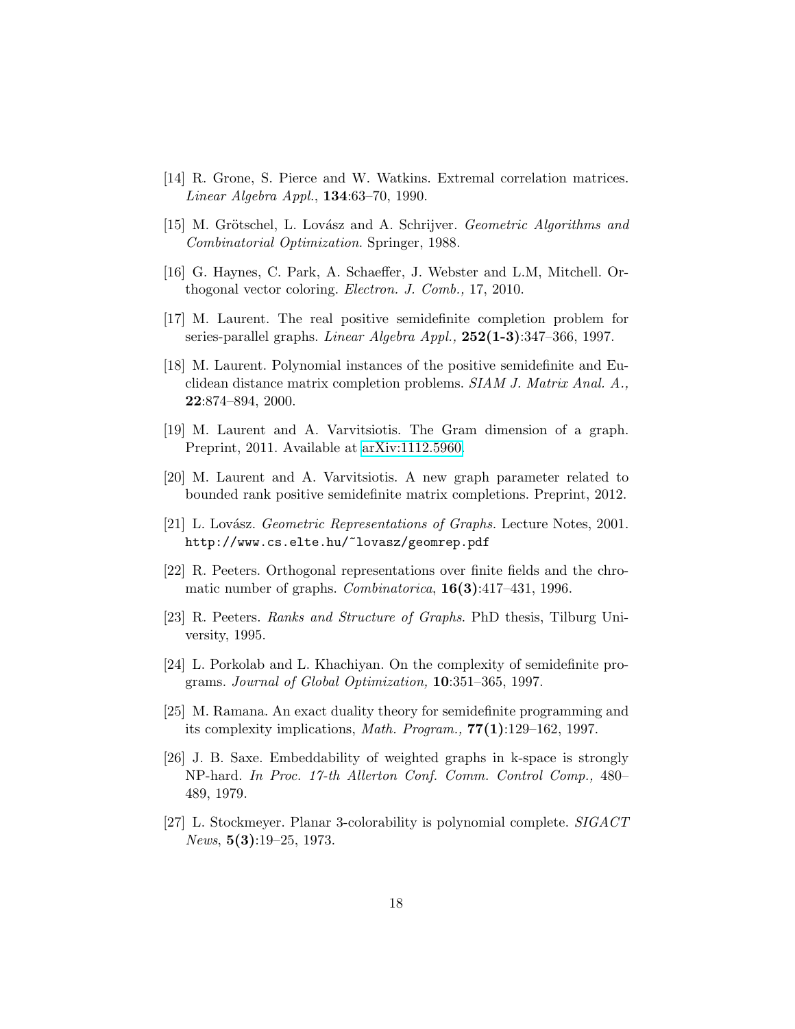[14] R. Grone, S. Pierce and W. Watkins. Extremal correlation matrices. *Linear Algebra Appl.*, **134**:63–70, 1990.

[15] M. Grötschel, L. Lovász and A. Schrijver. *Geometric Algorithms and Combinatorial Optimization*. Springer, 1988.

[16] G. Haynes, C. Park, A. Schaeffer, J. Webster and L.M, Mitchell. Orthogonal vector coloring. *Electron. J. Comb.,* 17, 2010.

[17] M. Laurent. The real positive semidefinite completion problem for series-parallel graphs. *Linear Algebra Appl.,* **252(1-3)**:347–366, 1997.

[18] M. Laurent. Polynomial instances of the positive semidefinite and Euclidean distance matrix completion problems. *SIAM J. Matrix Anal. A.,* **22**:874–894, 2000.

[19] M. Laurent and A. Varvitsiotis. The Gram dimension of a graph. Preprint, 2011. Available at arXiv:1112.5960.

[20] M. Laurent and A. Varvitsiotis. A new graph parameter related to bounded rank positive semidefinite matrix completions. Preprint, 2012.

[21] L. Lovász. *Geometric Representations of Graphs.* Lecture Notes, 2001. `http://www.cs.elte.hu/~lovasz/geomrep.pdf`

[22] R. Peeters. Orthogonal representations over finite fields and the chromatic number of graphs. *Combinatorica*, **16(3)**:417–431, 1996.

[23] R. Peeters. *Ranks and Structure of Graphs*. PhD thesis, Tilburg University, 1995.

[24] L. Porkolab and L. Khachiyan. On the complexity of semidefinite programs. *Journal of Global Optimization,* **10**:351–365, 1997.

[25] M. Ramana. An exact duality theory for semidefinite programming and its complexity implications, *Math. Program.,* **77(1)**:129–162, 1997.

[26] J. B. Saxe. Embeddability of weighted graphs in k-space is strongly NP-hard. *In Proc. 17-th Allerton Conf. Comm. Control Comp.,* 480–489, 1979.

[27] L. Stockmeyer. Planar 3-colorability is polynomial complete. *SIGACT News*, **5(3)**:19–25, 1973.